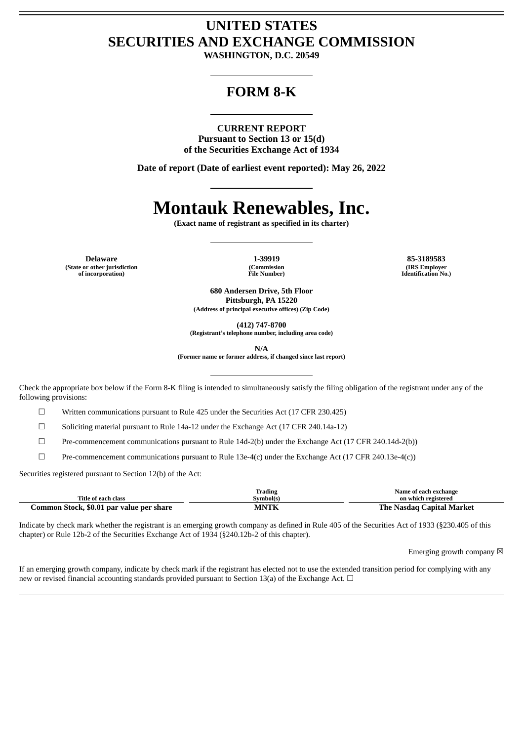# UNITED STATES
# SECURITIES AND EXCHANGE COMMISSION

**WASHINGTON, D.C. 20549**

---

## FORM 8-K

---

**CURRENT REPORT**
**Pursuant to Section 13 or 15(d)**
**of the Securities Exchange Act of 1934**

**Date of report (Date of earliest event reported): May 26, 2022**

---

# Montauk Renewables, Inc.

**(Exact name of registrant as specified in its charter)**

---

| Delaware | 1-39919 | 85-3189583 |
|---|---|---|
| (State or other jurisdiction of incorporation) | (Commission File Number) | (IRS Employer Identification No.) |

**680 Andersen Drive, 5th Floor**
**Pittsburgh, PA 15220**
**(Address of principal executive offices) (Zip Code)**

**(412) 747-8700**
**(Registrant's telephone number, including area code)**

**N/A**
**(Former name or former address, if changed since last report)**

---

Check the appropriate box below if the Form 8-K filing is intended to simultaneously satisfy the filing obligation of the registrant under any of the following provisions:

☐ Written communications pursuant to Rule 425 under the Securities Act (17 CFR 230.425)

☐ Soliciting material pursuant to Rule 14a-12 under the Exchange Act (17 CFR 240.14a-12)

☐ Pre-commencement communications pursuant to Rule 14d-2(b) under the Exchange Act (17 CFR 240.14d-2(b))

☐ Pre-commencement communications pursuant to Rule 13e-4(c) under the Exchange Act (17 CFR 240.13e-4(c))

Securities registered pursuant to Section 12(b) of the Act:

| Title of each class | Trading Symbol(s) | Name of each exchange on which registered |
|---|---|---|
| **Common Stock, $0.01 par value per share** | **MNTK** | **The Nasdaq Capital Market** |

Indicate by check mark whether the registrant is an emerging growth company as defined in Rule 405 of the Securities Act of 1933 (§230.405 of this chapter) or Rule 12b-2 of the Securities Exchange Act of 1934 (§240.12b-2 of this chapter).

Emerging growth company ☒

If an emerging growth company, indicate by check mark if the registrant has elected not to use the extended transition period for complying with any new or revised financial accounting standards provided pursuant to Section 13(a) of the Exchange Act. ☐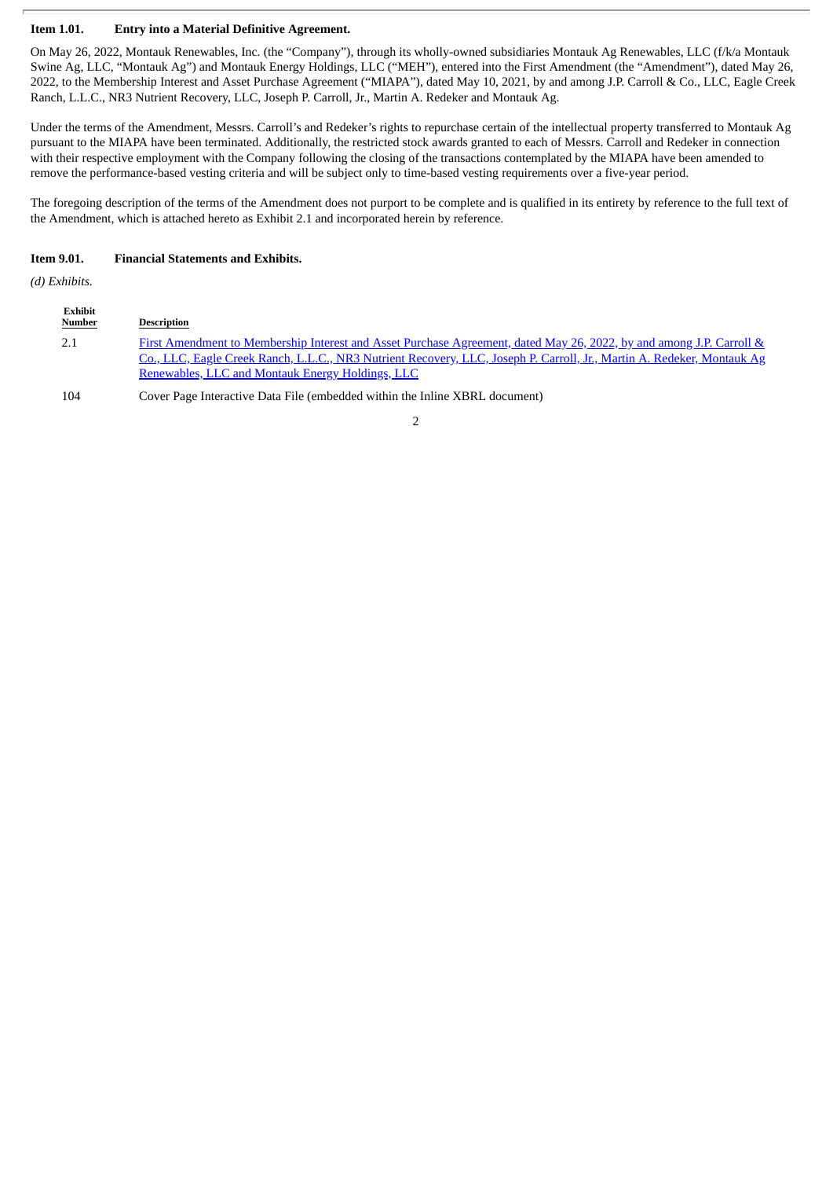**Item 1.01. Entry into a Material Definitive Agreement.**

On May 26, 2022, Montauk Renewables, Inc. (the "Company"), through its wholly-owned subsidiaries Montauk Ag Renewables, LLC (f/k/a Montauk Swine Ag, LLC, "Montauk Ag") and Montauk Energy Holdings, LLC ("MEH"), entered into the First Amendment (the "Amendment"), dated May 26, 2022, to the Membership Interest and Asset Purchase Agreement ("MIAPA"), dated May 10, 2021, by and among J.P. Carroll & Co., LLC, Eagle Creek Ranch, L.L.C., NR3 Nutrient Recovery, LLC, Joseph P. Carroll, Jr., Martin A. Redeker and Montauk Ag.

Under the terms of the Amendment, Messrs. Carroll's and Redeker's rights to repurchase certain of the intellectual property transferred to Montauk Ag pursuant to the MIAPA have been terminated. Additionally, the restricted stock awards granted to each of Messrs. Carroll and Redeker in connection with their respective employment with the Company following the closing of the transactions contemplated by the MIAPA have been amended to remove the performance-based vesting criteria and will be subject only to time-based vesting requirements over a five-year period.

The foregoing description of the terms of the Amendment does not purport to be complete and is qualified in its entirety by reference to the full text of the Amendment, which is attached hereto as Exhibit 2.1 and incorporated herein by reference.

**Item 9.01. Financial Statements and Exhibits.**

*(d) Exhibits.*

| Exhibit Number | Description |
|---|---|
| 2.1 | First Amendment to Membership Interest and Asset Purchase Agreement, dated May 26, 2022, by and among J.P. Carroll & Co., LLC, Eagle Creek Ranch, L.L.C., NR3 Nutrient Recovery, LLC, Joseph P. Carroll, Jr., Martin A. Redeker, Montauk Ag Renewables, LLC and Montauk Energy Holdings, LLC |
| 104 | Cover Page Interactive Data File (embedded within the Inline XBRL document) |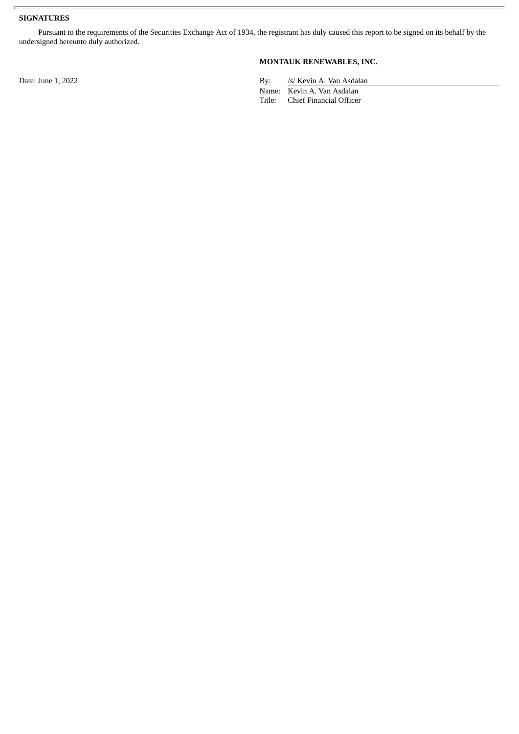**SIGNATURES**

Pursuant to the requirements of the Securities Exchange Act of 1934, the registrant has duly caused this report to be signed on its behalf by the undersigned hereunto duly authorized.

**MONTAUK RENEWABLES, INC.**

Date: June 1, 2022

By: /s/ Kevin A. Van Asdalan
Name: Kevin A. Van Asdalan
Title: Chief Financial Officer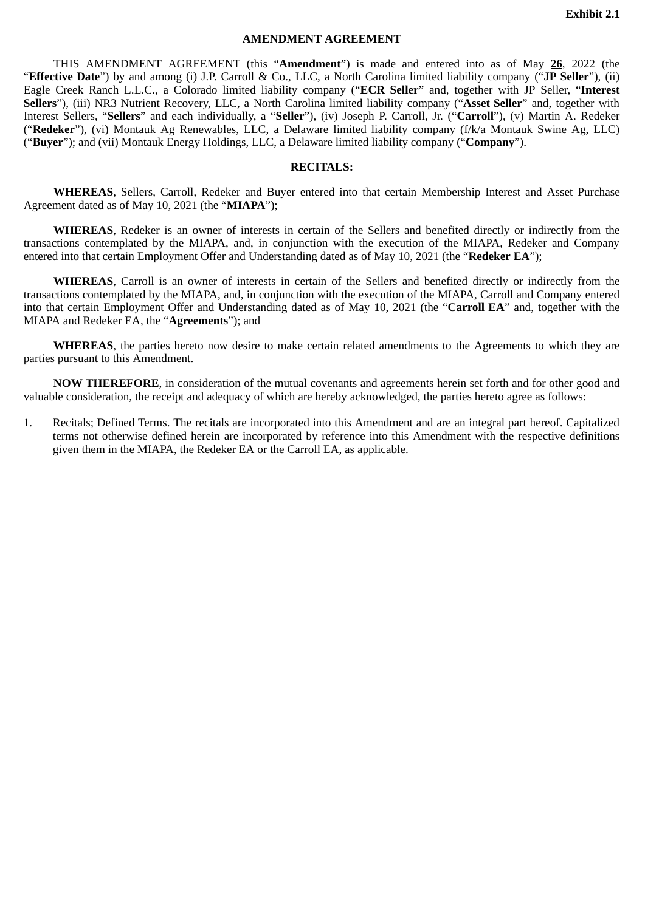**Exhibit 2.1**

**AMENDMENT AGREEMENT**

THIS AMENDMENT AGREEMENT (this "**Amendment**") is made and entered into as of May **26**, 2022 (the "**Effective Date**") by and among (i) J.P. Carroll & Co., LLC, a North Carolina limited liability company ("**JP Seller**"), (ii) Eagle Creek Ranch L.L.C., a Colorado limited liability company ("**ECR Seller**" and, together with JP Seller, "**Interest Sellers**"), (iii) NR3 Nutrient Recovery, LLC, a North Carolina limited liability company ("**Asset Seller**" and, together with Interest Sellers, "**Sellers**" and each individually, a "**Seller**"), (iv) Joseph P. Carroll, Jr. ("**Carroll**"), (v) Martin A. Redeker ("**Redeker**"), (vi) Montauk Ag Renewables, LLC, a Delaware limited liability company (f/k/a Montauk Swine Ag, LLC) ("**Buyer**"); and (vii) Montauk Energy Holdings, LLC, a Delaware limited liability company ("**Company**").

**RECITALS:**

**WHEREAS**, Sellers, Carroll, Redeker and Buyer entered into that certain Membership Interest and Asset Purchase Agreement dated as of May 10, 2021 (the "**MIAPA**");

**WHEREAS**, Redeker is an owner of interests in certain of the Sellers and benefited directly or indirectly from the transactions contemplated by the MIAPA, and, in conjunction with the execution of the MIAPA, Redeker and Company entered into that certain Employment Offer and Understanding dated as of May 10, 2021 (the "**Redeker EA**");

**WHEREAS**, Carroll is an owner of interests in certain of the Sellers and benefited directly or indirectly from the transactions contemplated by the MIAPA, and, in conjunction with the execution of the MIAPA, Carroll and Company entered into that certain Employment Offer and Understanding dated as of May 10, 2021 (the "**Carroll EA**" and, together with the MIAPA and Redeker EA, the "**Agreements**"); and

**WHEREAS**, the parties hereto now desire to make certain related amendments to the Agreements to which they are parties pursuant to this Amendment.

**NOW THEREFORE**, in consideration of the mutual covenants and agreements herein set forth and for other good and valuable consideration, the receipt and adequacy of which are hereby acknowledged, the parties hereto agree as follows:

1. Recitals; Defined Terms. The recitals are incorporated into this Amendment and are an integral part hereof. Capitalized terms not otherwise defined herein are incorporated by reference into this Amendment with the respective definitions given them in the MIAPA, the Redeker EA or the Carroll EA, as applicable.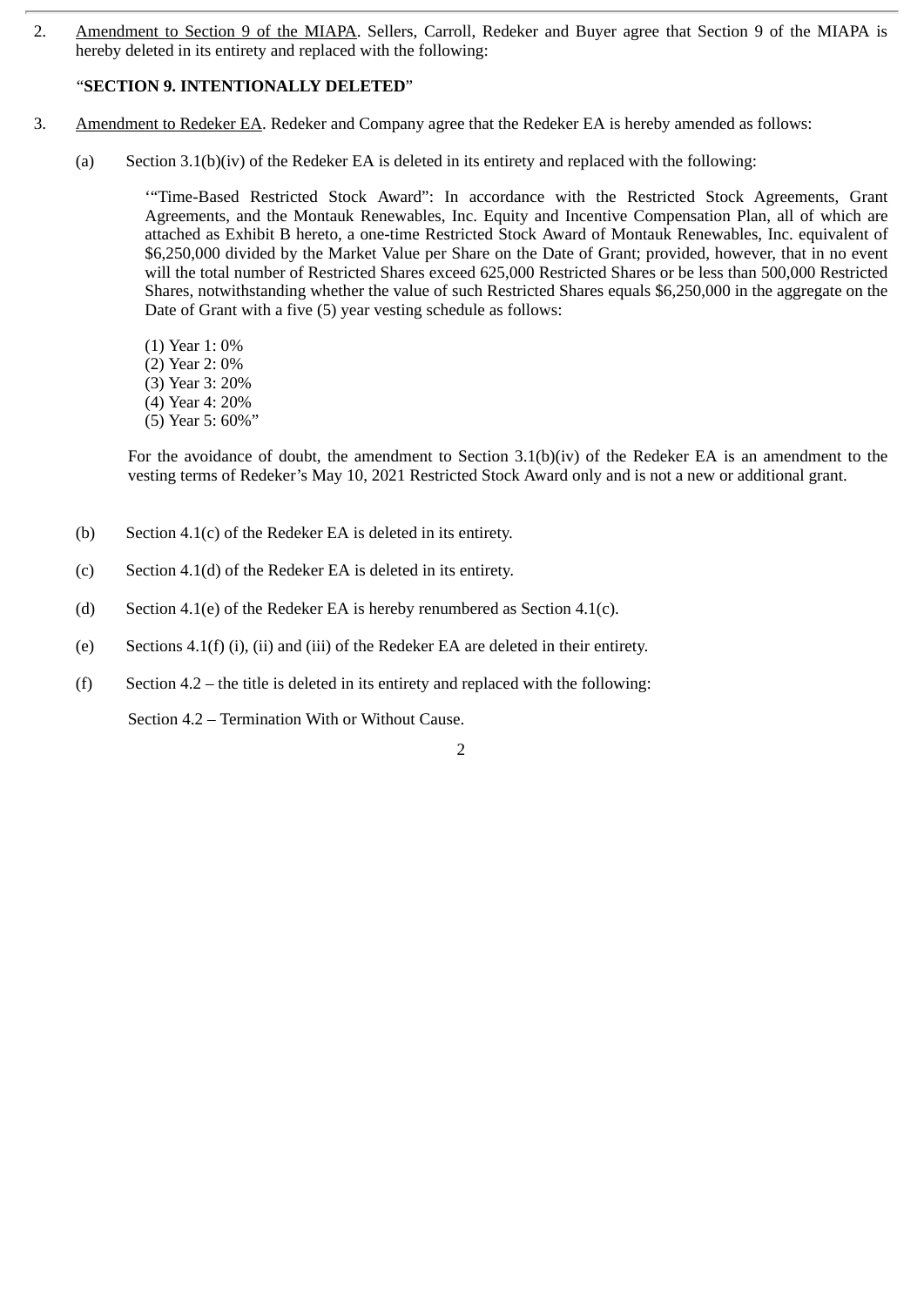2. Amendment to Section 9 of the MIAPA. Sellers, Carroll, Redeker and Buyer agree that Section 9 of the MIAPA is hereby deleted in its entirety and replaced with the following:

   "**SECTION 9. INTENTIONALLY DELETED**"

3. Amendment to Redeker EA. Redeker and Company agree that the Redeker EA is hereby amended as follows:

   (a) Section 3.1(b)(iv) of the Redeker EA is deleted in its entirety and replaced with the following:

   > '"Time-Based Restricted Stock Award": In accordance with the Restricted Stock Agreements, Grant Agreements, and the Montauk Renewables, Inc. Equity and Incentive Compensation Plan, all of which are attached as Exhibit B hereto, a one-time Restricted Stock Award of Montauk Renewables, Inc. equivalent of $6,250,000 divided by the Market Value per Share on the Date of Grant; provided, however, that in no event will the total number of Restricted Shares exceed 625,000 Restricted Shares or be less than 500,000 Restricted Shares, notwithstanding whether the value of such Restricted Shares equals $6,250,000 in the aggregate on the Date of Grant with a five (5) year vesting schedule as follows:
   >
   > (1) Year 1: 0%
   > (2) Year 2: 0%
   > (3) Year 3: 20%
   > (4) Year 4: 20%
   > (5) Year 5: 60%"

   For the avoidance of doubt, the amendment to Section 3.1(b)(iv) of the Redeker EA is an amendment to the vesting terms of Redeker's May 10, 2021 Restricted Stock Award only and is not a new or additional grant.

   (b) Section 4.1(c) of the Redeker EA is deleted in its entirety.

   (c) Section 4.1(d) of the Redeker EA is deleted in its entirety.

   (d) Section 4.1(e) of the Redeker EA is hereby renumbered as Section 4.1(c).

   (e) Sections 4.1(f) (i), (ii) and (iii) of the Redeker EA are deleted in their entirety.

   (f) Section 4.2 – the title is deleted in its entirety and replaced with the following:

   Section 4.2 – Termination With or Without Cause.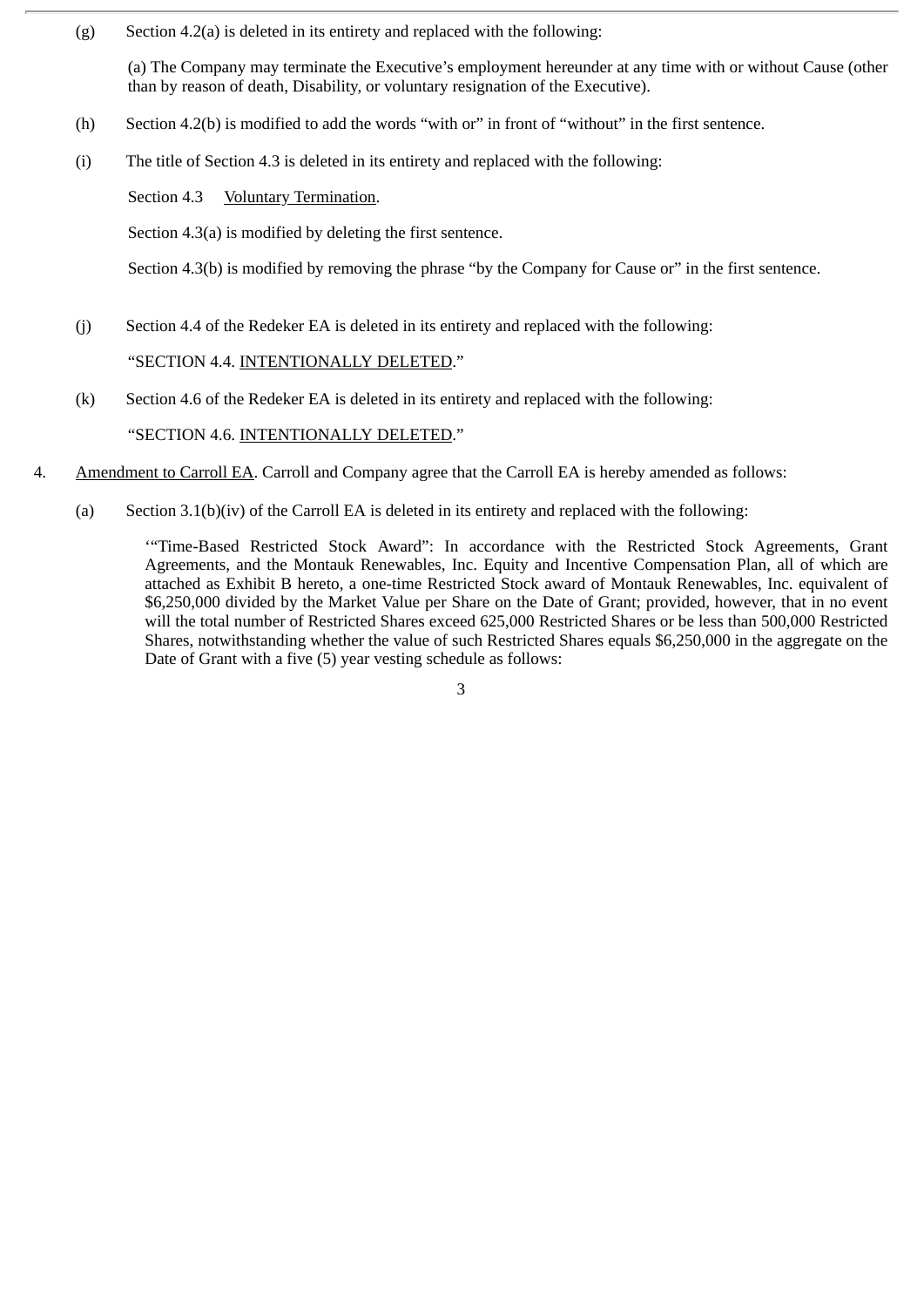(g) Section 4.2(a) is deleted in its entirety and replaced with the following:

> (a) The Company may terminate the Executive's employment hereunder at any time with or without Cause (other than by reason of death, Disability, or voluntary resignation of the Executive).

(h) Section 4.2(b) is modified to add the words "with or" in front of "without" in the first sentence.

(i) The title of Section 4.3 is deleted in its entirety and replaced with the following:

> Section 4.3 Voluntary Termination.
>
> Section 4.3(a) is modified by deleting the first sentence.
>
> Section 4.3(b) is modified by removing the phrase "by the Company for Cause or" in the first sentence.

(j) Section 4.4 of the Redeker EA is deleted in its entirety and replaced with the following:

> "SECTION 4.4. INTENTIONALLY DELETED."

(k) Section 4.6 of the Redeker EA is deleted in its entirety and replaced with the following:

> "SECTION 4.6. INTENTIONALLY DELETED."

4. Amendment to Carroll EA. Carroll and Company agree that the Carroll EA is hereby amended as follows:

(a) Section 3.1(b)(iv) of the Carroll EA is deleted in its entirety and replaced with the following:

> '"Time-Based Restricted Stock Award": In accordance with the Restricted Stock Agreements, Grant Agreements, and the Montauk Renewables, Inc. Equity and Incentive Compensation Plan, all of which are attached as Exhibit B hereto, a one-time Restricted Stock award of Montauk Renewables, Inc. equivalent of $6,250,000 divided by the Market Value per Share on the Date of Grant; provided, however, that in no event will the total number of Restricted Shares exceed 625,000 Restricted Shares or be less than 500,000 Restricted Shares, notwithstanding whether the value of such Restricted Shares equals $6,250,000 in the aggregate on the Date of Grant with a five (5) year vesting schedule as follows: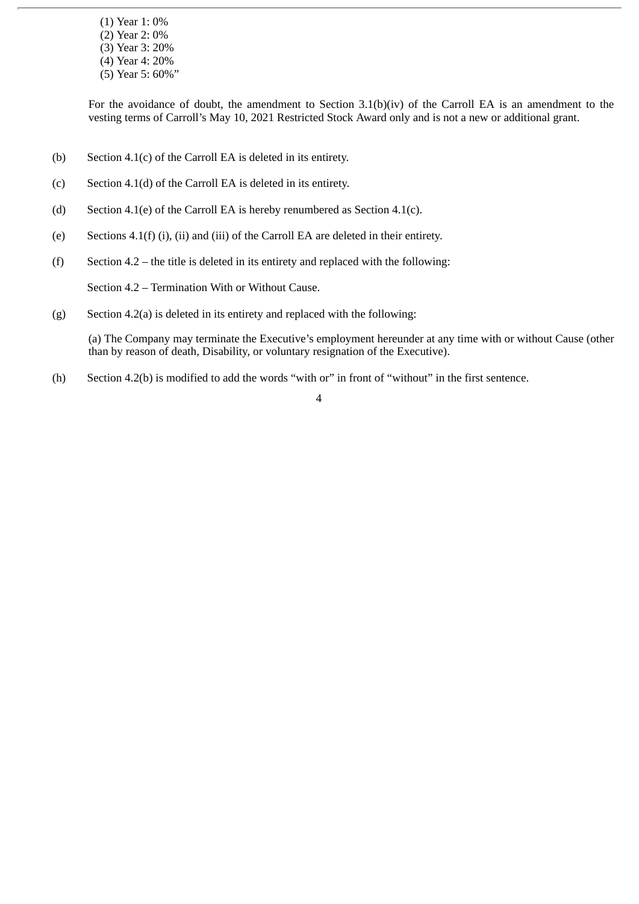(1) Year 1: 0%
(2) Year 2: 0%
(3) Year 3: 20%
(4) Year 4: 20%
(5) Year 5: 60%”

For the avoidance of doubt, the amendment to Section 3.1(b)(iv) of the Carroll EA is an amendment to the vesting terms of Carroll’s May 10, 2021 Restricted Stock Award only and is not a new or additional grant.

(b) Section 4.1(c) of the Carroll EA is deleted in its entirety.

(c) Section 4.1(d) of the Carroll EA is deleted in its entirety.

(d) Section 4.1(e) of the Carroll EA is hereby renumbered as Section 4.1(c).

(e) Sections 4.1(f) (i), (ii) and (iii) of the Carroll EA are deleted in their entirety.

(f) Section 4.2 – the title is deleted in its entirety and replaced with the following:

Section 4.2 – Termination With or Without Cause.

(g) Section 4.2(a) is deleted in its entirety and replaced with the following:

(a) The Company may terminate the Executive’s employment hereunder at any time with or without Cause (other than by reason of death, Disability, or voluntary resignation of the Executive).

(h) Section 4.2(b) is modified to add the words “with or” in front of “without” in the first sentence.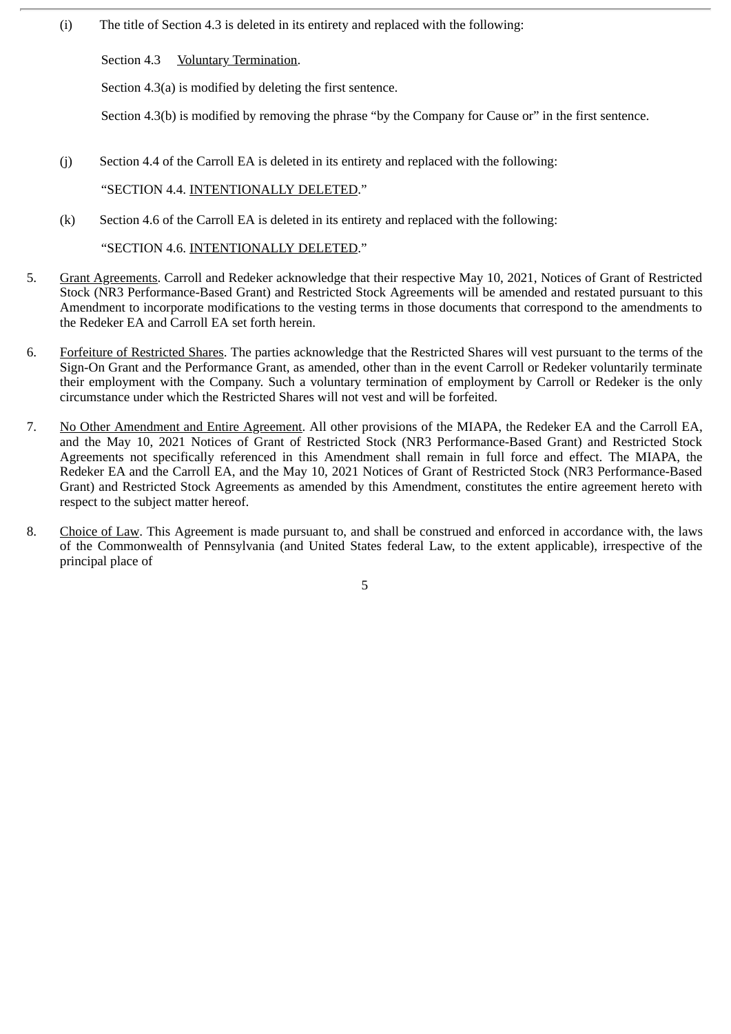(i) The title of Section 4.3 is deleted in its entirety and replaced with the following:

Section 4.3 Voluntary Termination.

Section 4.3(a) is modified by deleting the first sentence.

Section 4.3(b) is modified by removing the phrase "by the Company for Cause or" in the first sentence.

(j) Section 4.4 of the Carroll EA is deleted in its entirety and replaced with the following:

"SECTION 4.4. INTENTIONALLY DELETED."

(k) Section 4.6 of the Carroll EA is deleted in its entirety and replaced with the following:

"SECTION 4.6. INTENTIONALLY DELETED."

5. Grant Agreements. Carroll and Redeker acknowledge that their respective May 10, 2021, Notices of Grant of Restricted Stock (NR3 Performance-Based Grant) and Restricted Stock Agreements will be amended and restated pursuant to this Amendment to incorporate modifications to the vesting terms in those documents that correspond to the amendments to the Redeker EA and Carroll EA set forth herein.

6. Forfeiture of Restricted Shares. The parties acknowledge that the Restricted Shares will vest pursuant to the terms of the Sign-On Grant and the Performance Grant, as amended, other than in the event Carroll or Redeker voluntarily terminate their employment with the Company. Such a voluntary termination of employment by Carroll or Redeker is the only circumstance under which the Restricted Shares will not vest and will be forfeited.

7. No Other Amendment and Entire Agreement. All other provisions of the MIAPA, the Redeker EA and the Carroll EA, and the May 10, 2021 Notices of Grant of Restricted Stock (NR3 Performance-Based Grant) and Restricted Stock Agreements not specifically referenced in this Amendment shall remain in full force and effect. The MIAPA, the Redeker EA and the Carroll EA, and the May 10, 2021 Notices of Grant of Restricted Stock (NR3 Performance-Based Grant) and Restricted Stock Agreements as amended by this Amendment, constitutes the entire agreement hereto with respect to the subject matter hereof.

8. Choice of Law. This Agreement is made pursuant to, and shall be construed and enforced in accordance with, the laws of the Commonwealth of Pennsylvania (and United States federal Law, to the extent applicable), irrespective of the principal place of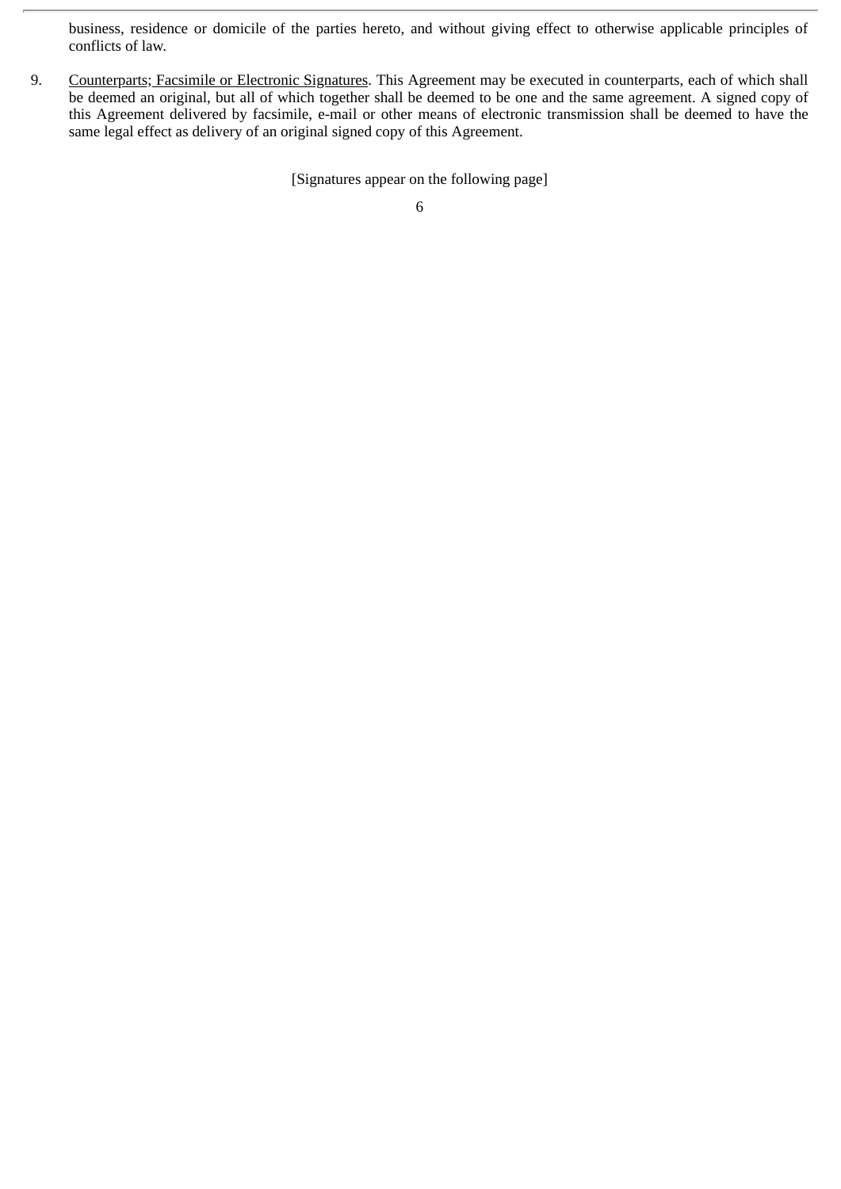business, residence or domicile of the parties hereto, and without giving effect to otherwise applicable principles of conflicts of law.

9. Counterparts; Facsimile or Electronic Signatures. This Agreement may be executed in counterparts, each of which shall be deemed an original, but all of which together shall be deemed to be one and the same agreement. A signed copy of this Agreement delivered by facsimile, e-mail or other means of electronic transmission shall be deemed to have the same legal effect as delivery of an original signed copy of this Agreement.

[Signatures appear on the following page]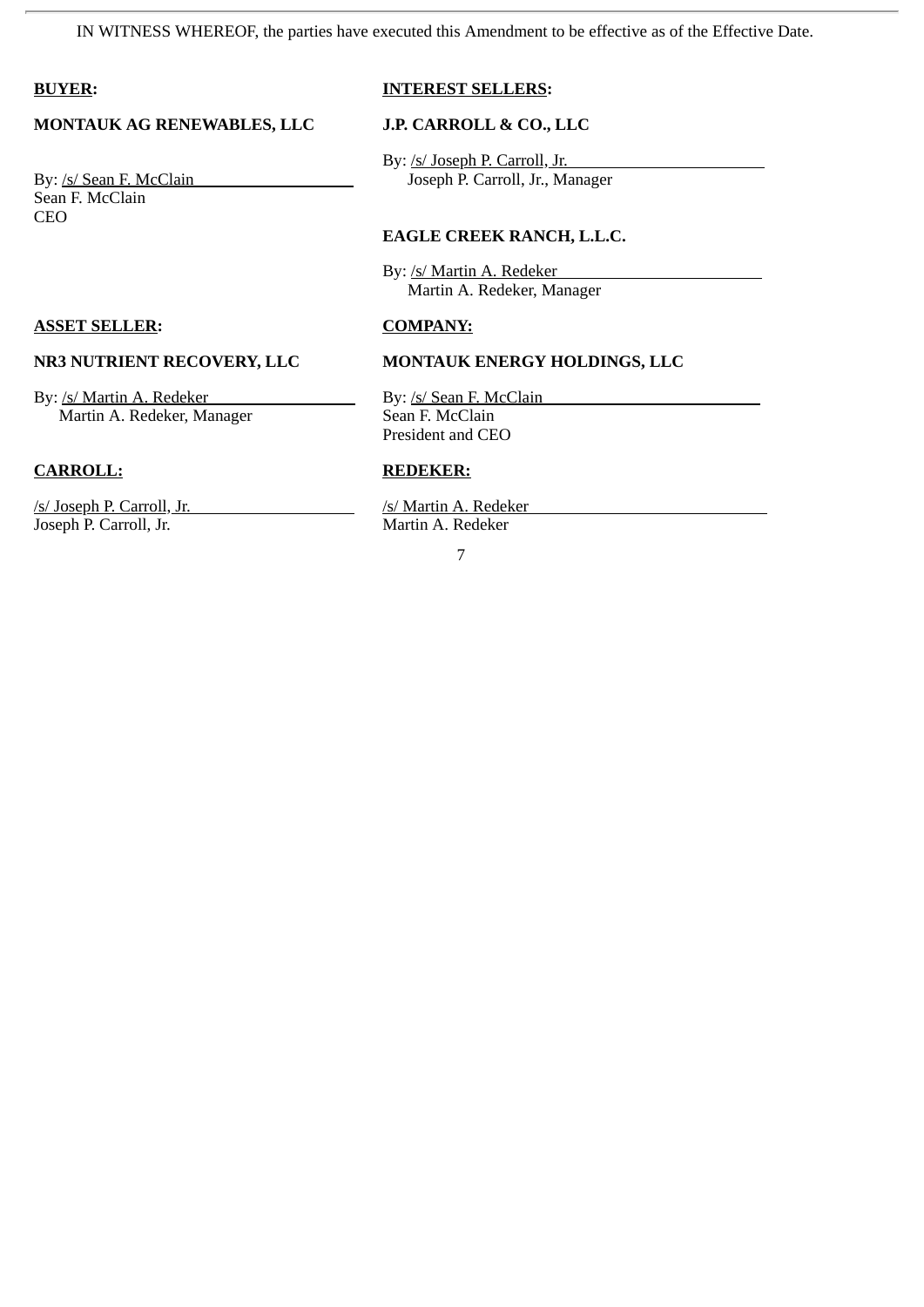IN WITNESS WHEREOF, the parties have executed this Amendment to be effective as of the Effective Date.

**BUYER:**

**MONTAUK AG RENEWABLES, LLC**

By: /s/ Sean F. McClain
Sean F. McClain
CEO

**INTEREST SELLERS:**

**J.P. CARROLL & CO., LLC**

By: /s/ Joseph P. Carroll, Jr.
Joseph P. Carroll, Jr., Manager

**EAGLE CREEK RANCH, L.L.C.**

By: /s/ Martin A. Redeker
Martin A. Redeker, Manager

**ASSET SELLER:**

**NR3 NUTRIENT RECOVERY, LLC**

By: /s/ Martin A. Redeker
Martin A. Redeker, Manager

**COMPANY:**

**MONTAUK ENERGY HOLDINGS, LLC**

By: /s/ Sean F. McClain
Sean F. McClain
President and CEO

**CARROLL:**

/s/ Joseph P. Carroll, Jr.
Joseph P. Carroll, Jr.

**REDEKER:**

/s/ Martin A. Redeker
Martin A. Redeker